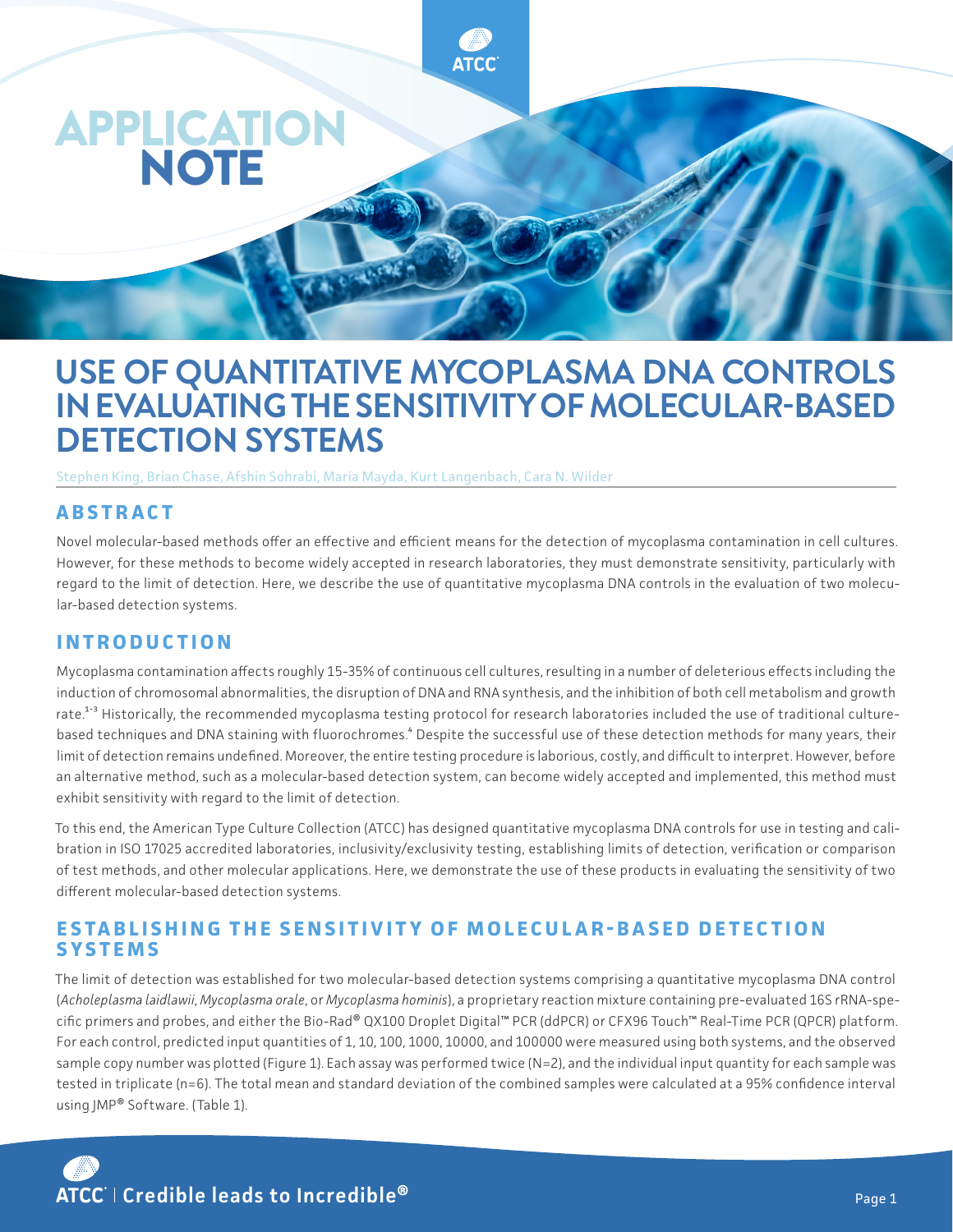# APPLICATION NOTE

# USE OF QUANTITATIVE MYCOPLASMA DNA CONTROLS IN EVALUATING THE SENSITIVITY OF MOLECULAR-BASED DETECTION SYSTEMS

Stephen King, Brian Chase, Afshin Sohrabi, Maria Mayda, Kurt Langenbach, Cara N. Wilder

## ABSTRACT

Novel molecular-based methods offer an effective and efficient means for the detection of mycoplasma contamination in cell cultures. However, for these methods to become widely accepted in research laboratories, they must demonstrate sensitivity, particularly with regard to the limit of detection. Here, we describe the use of quantitative mycoplasma DNA controls in the evaluation of two molecular-based detection systems.

## INTRODUCTION

Mycoplasma contamination affects roughly 15-35% of continuous cell cultures, resulting in a number of deleterious effects including the induction of chromosomal abnormalities, the disruption of DNA and RNA synthesis, and the inhibition of both cell metabolism and growth rate.[1-3] Historically, the recommended mycoplasma testing protocol for research laboratories included the use of traditional culture-based techniques and DNA staining with fluorochromes.[4] Despite the successful use of these detection methods for many years, their limit of detection remains undefined. Moreover, the entire testing procedure is laborious, costly, and difficult to interpret. However, before an alternative method, such as a molecular-based detection system, can become widely accepted and implemented, this method must exhibit sensitivity with regard to the limit of detection.

To this end, the American Type Culture Collection (ATCC) has designed quantitative mycoplasma DNA controls for use in testing and calibration in ISO 17025 accredited laboratories, inclusivity/exclusivity testing, establishing limits of detection, verification or comparison of test methods, and other molecular applications. Here, we demonstrate the use of these products in evaluating the sensitivity of two different molecular-based detection systems.

## ESTABLISHING THE SENSITIVITY OF MOLECULAR-BASED DETECTION SYSTEMS

The limit of detection was established for two molecular-based detection systems comprising a quantitative mycoplasma DNA control (*Acholeplasma laidlawii*, *Mycoplasma orale*, or *Mycoplasma hominis*), a proprietary reaction mixture containing pre-evaluated 16S rRNA-specific primers and probes, and either the Bio-Rad® QX100 Droplet Digital™ PCR (ddPCR) or CFX96 Touch™ Real-Time PCR (QPCR) platform. For each control, predicted input quantities of 1, 10, 100, 1000, 10000, and 100000 were measured using both systems, and the observed sample copy number was plotted (Figure 1). Each assay was performed twice (N=2), and the individual input quantity for each sample was tested in triplicate (n=6). The total mean and standard deviation of the combined samples were calculated at a 95% confidence interval using JMP® Software. (Table 1).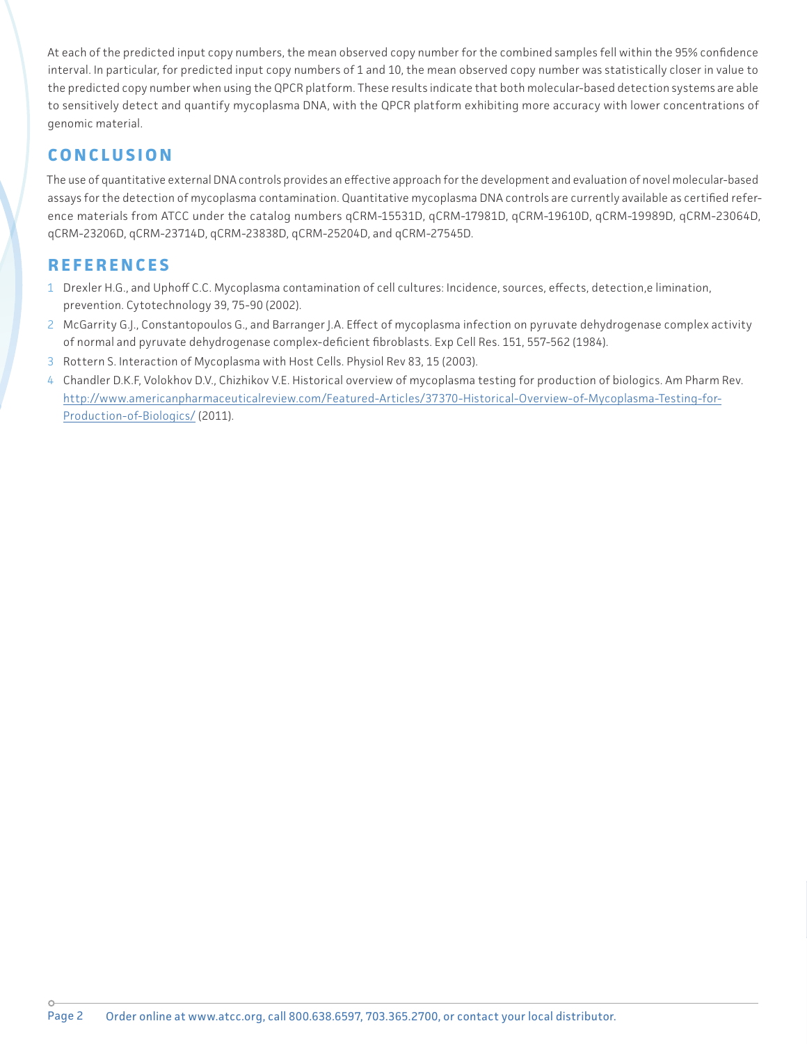At each of the predicted input copy numbers, the mean observed copy number for the combined samples fell within the 95% confidence interval. In particular, for predicted input copy numbers of 1 and 10, the mean observed copy number was statistically closer in value to the predicted copy number when using the QPCR platform. These results indicate that both molecular-based detection systems are able to sensitively detect and quantify mycoplasma DNA, with the QPCR platform exhibiting more accuracy with lower concentrations of genomic material.

## CONCLUSION

The use of quantitative external DNA controls provides an effective approach for the development and evaluation of novel molecular-based assays for the detection of mycoplasma contamination. Quantitative mycoplasma DNA controls are currently available as certified reference materials from ATCC under the catalog numbers qCRM-15531D, qCRM-17981D, qCRM-19610D, qCRM-19989D, qCRM-23064D, qCRM-23206D, qCRM-23714D, qCRM-23838D, qCRM-25204D, and qCRM-27545D.

## REFERENCES

1. Drexler H.G., and Uphoff C.C. Mycoplasma contamination of cell cultures: Incidence, sources, effects, detection,e limination, prevention. Cytotechnology 39, 75-90 (2002).
2. McGarrity G.J., Constantopoulos G., and Barranger J.A. Effect of mycoplasma infection on pyruvate dehydrogenase complex activity of normal and pyruvate dehydrogenase complex-deficient fibroblasts. Exp Cell Res. 151, 557-562 (1984).
3. Rottern S. Interaction of Mycoplasma with Host Cells. Physiol Rev 83, 15 (2003).
4. Chandler D.K.F, Volokhov D.V., Chizhikov V.E. Historical overview of mycoplasma testing for production of biologics. Am Pharm Rev. http://www.americanpharmaceuticalreview.com/Featured-Articles/37370-Historical-Overview-of-Mycoplasma-Testing-for-Production-of-Biologics/ (2011).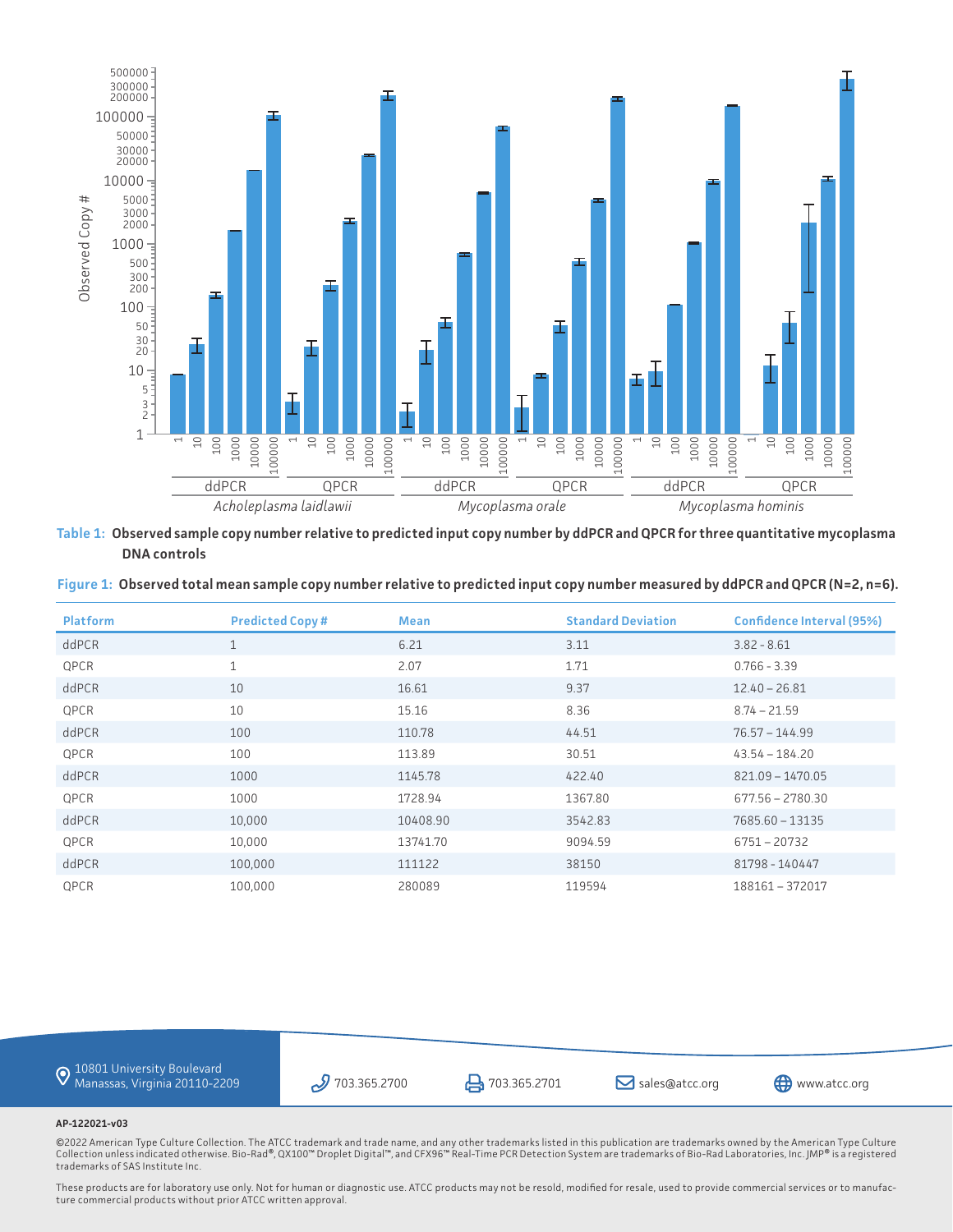500000
300000
200000
100000
50000
30000
20000
10000
5000
3000
2000
1000
500
300
200
100
50
30
20
10
5
3
2
1

Observed Copy #

1 10 100 1000 10000 100000 1 10 100 1000 10000 100000 1 10 100 1000 10000 100000 1 10 100 1000 10000 100000 1 10 100 1000 10000 100000 1 10 100 1000 10000 100000

ddPCR QPCR ddPCR QPCR ddPCR QPCR

*Acholeplasma laidlawii* *Mycoplasma orale* *Mycoplasma hominis*

**Table 1: Observed sample copy number relative to predicted input copy number by ddPCR and QPCR for three quantitative mycoplasma DNA controls**

**Figure 1: Observed total mean sample copy number relative to predicted input copy number measured by ddPCR and QPCR (N=2, n=6).**

| Platform | Predicted Copy # | Mean | Standard Deviation | Confidence Interval (95%) |
|---|---|---|---|---|
| ddPCR | 1 | 6.21 | 3.11 | 3.82 - 8.61 |
| QPCR | 1 | 2.07 | 1.71 | 0.766 - 3.39 |
| ddPCR | 10 | 16.61 | 9.37 | 12.40 – 26.81 |
| QPCR | 10 | 15.16 | 8.36 | 8.74 – 21.59 |
| ddPCR | 100 | 110.78 | 44.51 | 76.57 – 144.99 |
| QPCR | 100 | 113.89 | 30.51 | 43.54 – 184.20 |
| ddPCR | 1000 | 1145.78 | 422.40 | 821.09 – 1470.05 |
| QPCR | 1000 | 1728.94 | 1367.80 | 677.56 – 2780.30 |
| ddPCR | 10,000 | 10408.90 | 3542.83 | 7685.60 – 13135 |
| QPCR | 10,000 | 13741.70 | 9094.59 | 6751 – 20732 |
| ddPCR | 100,000 | 111122 | 38150 | 81798 - 140447 |
| QPCR | 100,000 | 280089 | 119594 | 188161 – 372017 |

10801 University Boulevard
Manassas, Virginia 20110-2209

703.365.2700

703.365.2701

sales@atcc.org

www.atcc.org

AP-122021-v03

©2022 American Type Culture Collection. The ATCC trademark and trade name, and any other trademarks listed in this publication are trademarks owned by the American Type Culture Collection unless indicated otherwise. Bio-Rad®, QX100™ Droplet Digital™, and CFX96™ Real-Time PCR Detection System are trademarks of Bio-Rad Laboratories, Inc. JMP® is a registered trademarks of SAS Institute Inc.

These products are for laboratory use only. Not for human or diagnostic use. ATCC products may not be resold, modified for resale, used to provide commercial services or to manufacture commercial products without prior ATCC written approval.